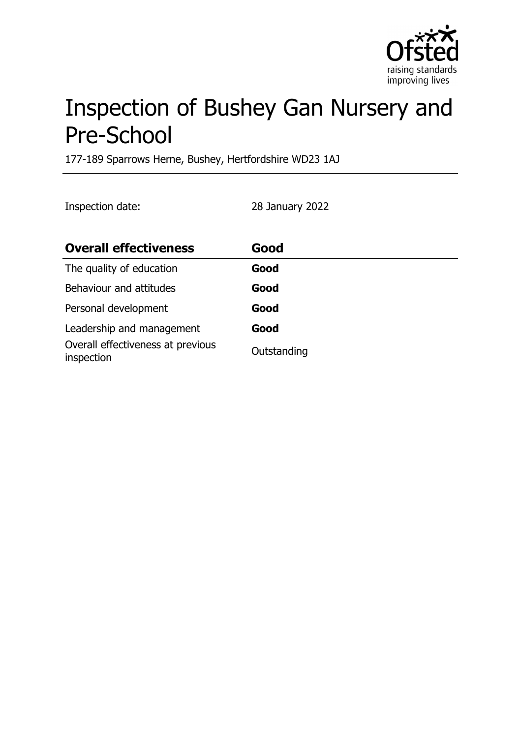# Inspection of Bushey Gan Nursery and Pre-School

177-189 Sparrows Herne, Bushey, Hertfordshire WD23 1AJ

Inspection date: 28 January 2022

| **Overall effectiveness** | **Good** |
|---|---|
| The quality of education | **Good** |
| Behaviour and attitudes | **Good** |
| Personal development | **Good** |
| Leadership and management | **Good** |
| Overall effectiveness at previous inspection | Outstanding |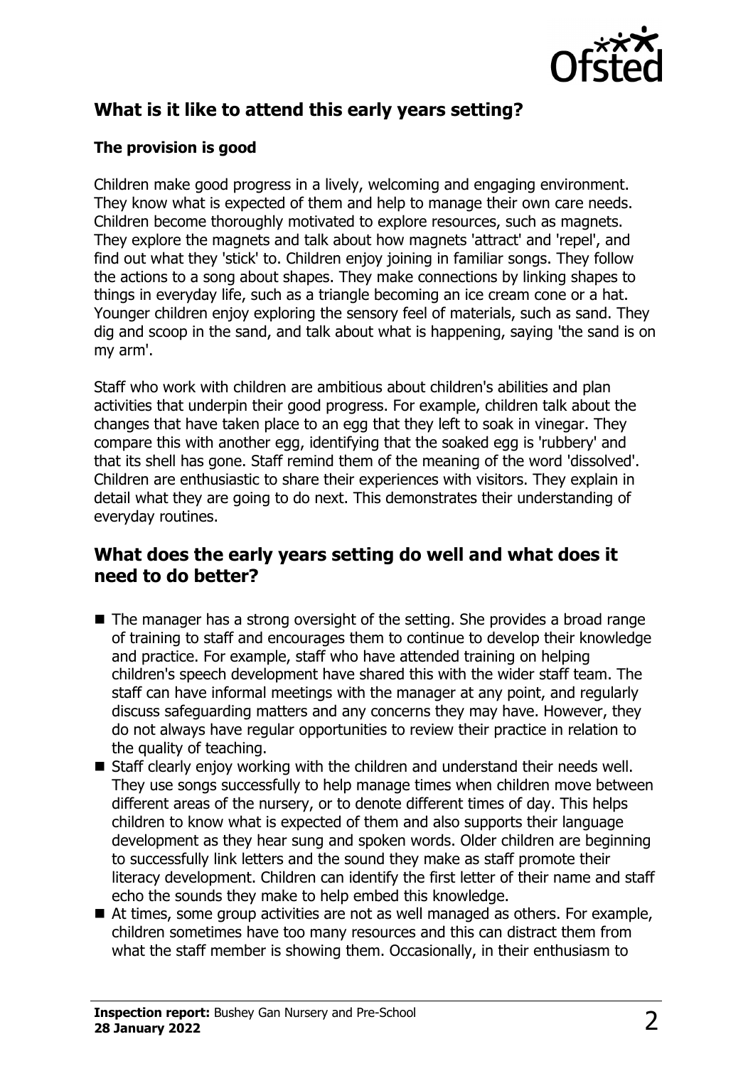## What is it like to attend this early years setting?

### The provision is good

Children make good progress in a lively, welcoming and engaging environment. They know what is expected of them and help to manage their own care needs. Children become thoroughly motivated to explore resources, such as magnets. They explore the magnets and talk about how magnets 'attract' and 'repel', and find out what they 'stick' to. Children enjoy joining in familiar songs. They follow the actions to a song about shapes. They make connections by linking shapes to things in everyday life, such as a triangle becoming an ice cream cone or a hat. Younger children enjoy exploring the sensory feel of materials, such as sand. They dig and scoop in the sand, and talk about what is happening, saying 'the sand is on my arm'.

Staff who work with children are ambitious about children's abilities and plan activities that underpin their good progress. For example, children talk about the changes that have taken place to an egg that they left to soak in vinegar. They compare this with another egg, identifying that the soaked egg is 'rubbery' and that its shell has gone. Staff remind them of the meaning of the word 'dissolved'. Children are enthusiastic to share their experiences with visitors. They explain in detail what they are going to do next. This demonstrates their understanding of everyday routines.

## What does the early years setting do well and what does it need to do better?

- The manager has a strong oversight of the setting. She provides a broad range of training to staff and encourages them to continue to develop their knowledge and practice. For example, staff who have attended training on helping children's speech development have shared this with the wider staff team. The staff can have informal meetings with the manager at any point, and regularly discuss safeguarding matters and any concerns they may have. However, they do not always have regular opportunities to review their practice in relation to the quality of teaching.
- Staff clearly enjoy working with the children and understand their needs well. They use songs successfully to help manage times when children move between different areas of the nursery, or to denote different times of day. This helps children to know what is expected of them and also supports their language development as they hear sung and spoken words. Older children are beginning to successfully link letters and the sound they make as staff promote their literacy development. Children can identify the first letter of their name and staff echo the sounds they make to help embed this knowledge.
- At times, some group activities are not as well managed as others. For example, children sometimes have too many resources and this can distract them from what the staff member is showing them. Occasionally, in their enthusiasm to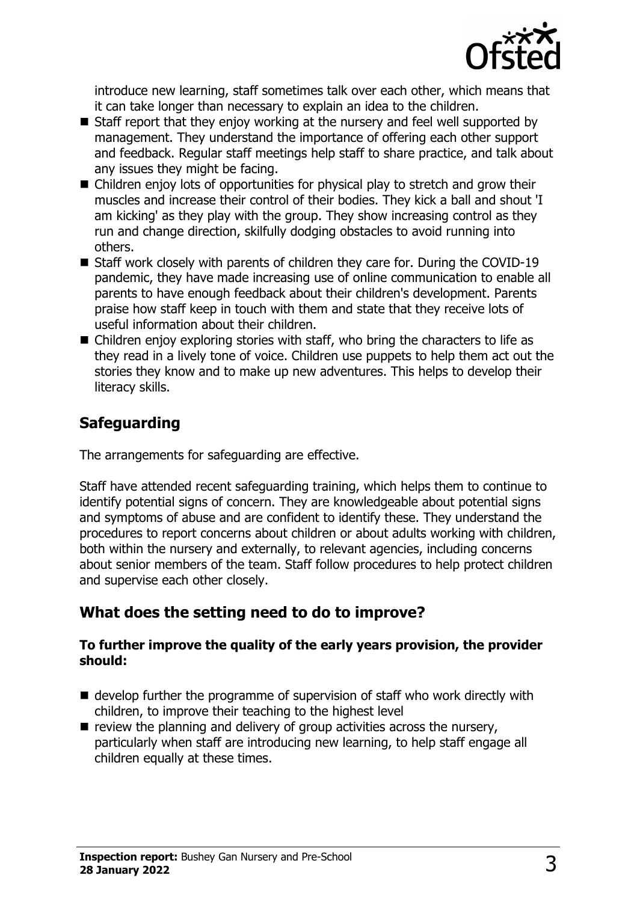introduce new learning, staff sometimes talk over each other, which means that it can take longer than necessary to explain an idea to the children.

- Staff report that they enjoy working at the nursery and feel well supported by management. They understand the importance of offering each other support and feedback. Regular staff meetings help staff to share practice, and talk about any issues they might be facing.
- Children enjoy lots of opportunities for physical play to stretch and grow their muscles and increase their control of their bodies. They kick a ball and shout 'I am kicking' as they play with the group. They show increasing control as they run and change direction, skilfully dodging obstacles to avoid running into others.
- Staff work closely with parents of children they care for. During the COVID-19 pandemic, they have made increasing use of online communication to enable all parents to have enough feedback about their children's development. Parents praise how staff keep in touch with them and state that they receive lots of useful information about their children.
- Children enjoy exploring stories with staff, who bring the characters to life as they read in a lively tone of voice. Children use puppets to help them act out the stories they know and to make up new adventures. This helps to develop their literacy skills.

## Safeguarding

The arrangements for safeguarding are effective.

Staff have attended recent safeguarding training, which helps them to continue to identify potential signs of concern. They are knowledgeable about potential signs and symptoms of abuse and are confident to identify these. They understand the procedures to report concerns about children or about adults working with children, both within the nursery and externally, to relevant agencies, including concerns about senior members of the team. Staff follow procedures to help protect children and supervise each other closely.

## What does the setting need to do to improve?

**To further improve the quality of the early years provision, the provider should:**

- develop further the programme of supervision of staff who work directly with children, to improve their teaching to the highest level
- review the planning and delivery of group activities across the nursery, particularly when staff are introducing new learning, to help staff engage all children equally at these times.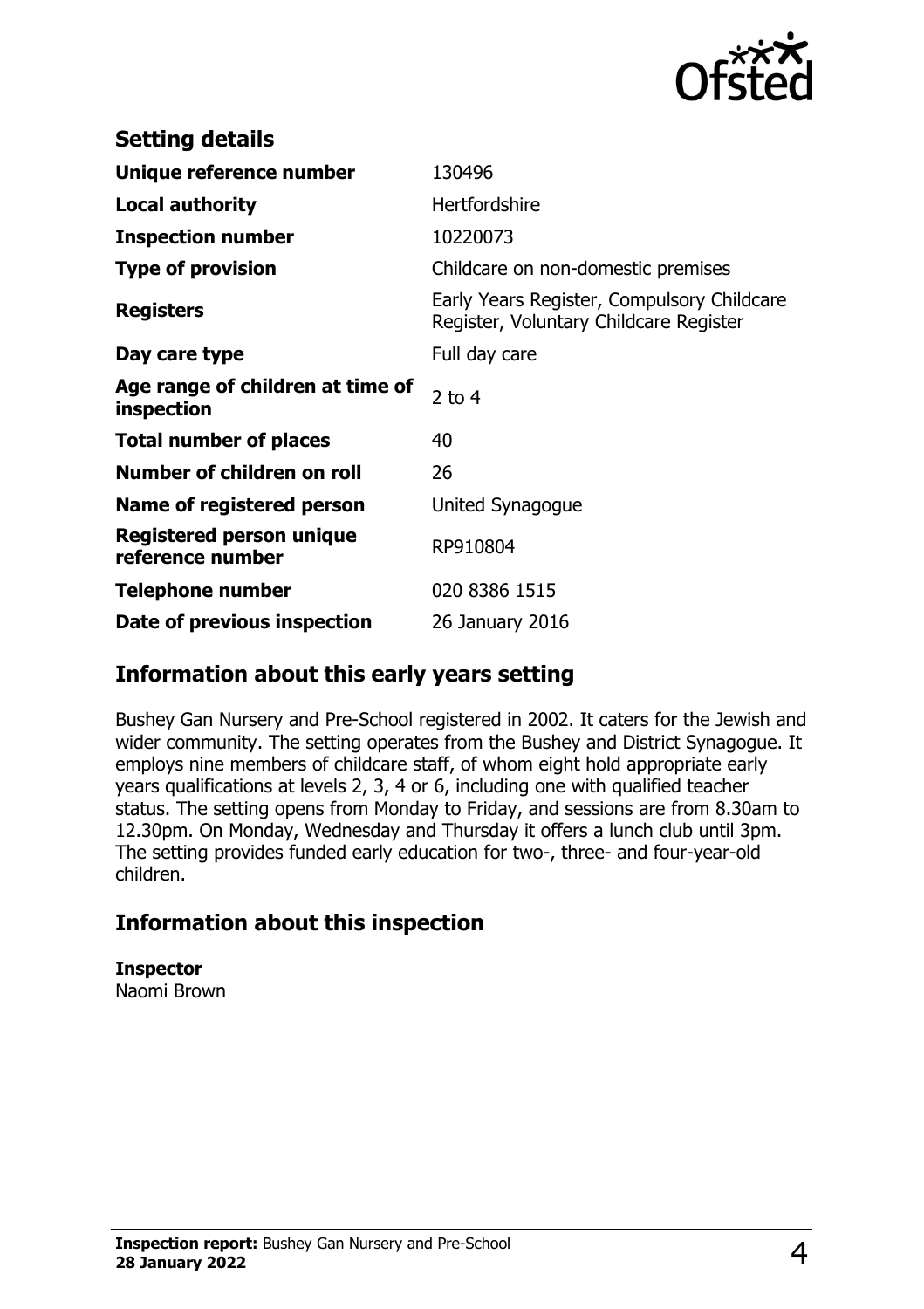## Setting details

| | |
|---|---|
| **Unique reference number** | 130496 |
| **Local authority** | Hertfordshire |
| **Inspection number** | 10220073 |
| **Type of provision** | Childcare on non-domestic premises |
| **Registers** | Early Years Register, Compulsory Childcare Register, Voluntary Childcare Register |
| **Day care type** | Full day care |
| **Age range of children at time of inspection** | 2 to 4 |
| **Total number of places** | 40 |
| **Number of children on roll** | 26 |
| **Name of registered person** | United Synagogue |
| **Registered person unique reference number** | RP910804 |
| **Telephone number** | 020 8386 1515 |
| **Date of previous inspection** | 26 January 2016 |

## Information about this early years setting

Bushey Gan Nursery and Pre-School registered in 2002. It caters for the Jewish and wider community. The setting operates from the Bushey and District Synagogue. It employs nine members of childcare staff, of whom eight hold appropriate early years qualifications at levels 2, 3, 4 or 6, including one with qualified teacher status. The setting opens from Monday to Friday, and sessions are from 8.30am to 12.30pm. On Monday, Wednesday and Thursday it offers a lunch club until 3pm. The setting provides funded early education for two-, three- and four-year-old children.

## Information about this inspection

**Inspector**
Naomi Brown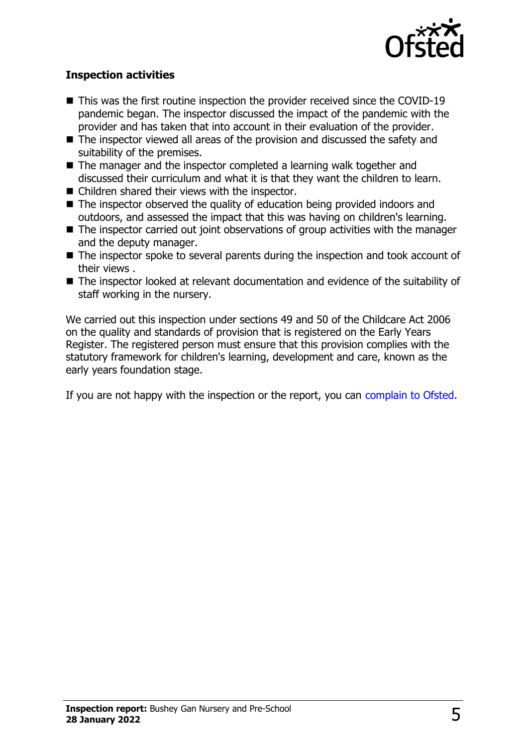### Inspection activities

- This was the first routine inspection the provider received since the COVID-19 pandemic began. The inspector discussed the impact of the pandemic with the provider and has taken that into account in their evaluation of the provider.
- The inspector viewed all areas of the provision and discussed the safety and suitability of the premises.
- The manager and the inspector completed a learning walk together and discussed their curriculum and what it is that they want the children to learn.
- Children shared their views with the inspector.
- The inspector observed the quality of education being provided indoors and outdoors, and assessed the impact that this was having on children's learning.
- The inspector carried out joint observations of group activities with the manager and the deputy manager.
- The inspector spoke to several parents during the inspection and took account of their views .
- The inspector looked at relevant documentation and evidence of the suitability of staff working in the nursery.

We carried out this inspection under sections 49 and 50 of the Childcare Act 2006 on the quality and standards of provision that is registered on the Early Years Register. The registered person must ensure that this provision complies with the statutory framework for children's learning, development and care, known as the early years foundation stage.

If you are not happy with the inspection or the report, you can complain to Ofsted.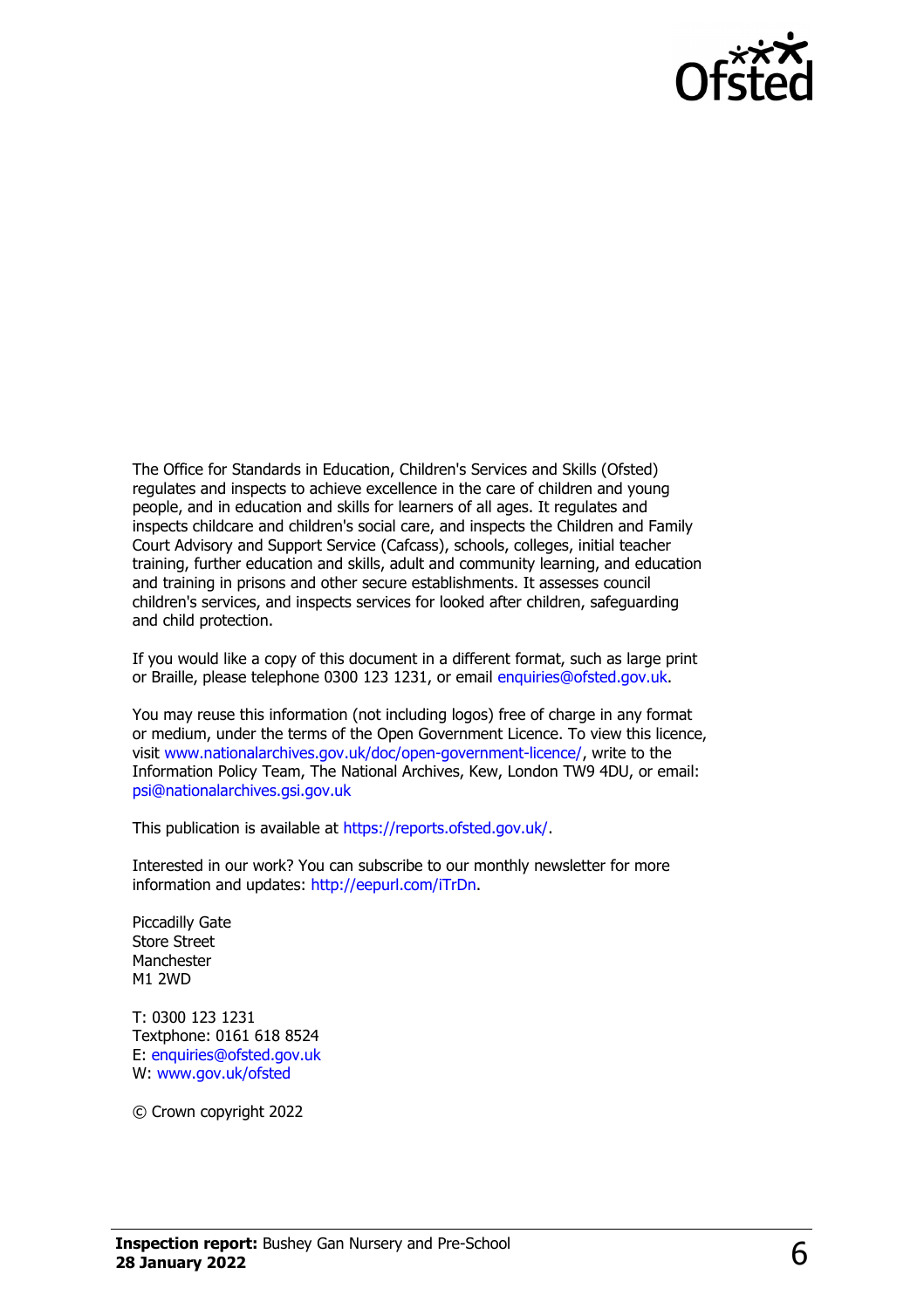The Office for Standards in Education, Children's Services and Skills (Ofsted) regulates and inspects to achieve excellence in the care of children and young people, and in education and skills for learners of all ages. It regulates and inspects childcare and children's social care, and inspects the Children and Family Court Advisory and Support Service (Cafcass), schools, colleges, initial teacher training, further education and skills, adult and community learning, and education and training in prisons and other secure establishments. It assesses council children's services, and inspects services for looked after children, safeguarding and child protection.

If you would like a copy of this document in a different format, such as large print or Braille, please telephone 0300 123 1231, or email enquiries@ofsted.gov.uk.

You may reuse this information (not including logos) free of charge in any format or medium, under the terms of the Open Government Licence. To view this licence, visit www.nationalarchives.gov.uk/doc/open-government-licence/, write to the Information Policy Team, The National Archives, Kew, London TW9 4DU, or email: psi@nationalarchives.gsi.gov.uk

This publication is available at https://reports.ofsted.gov.uk/.

Interested in our work? You can subscribe to our monthly newsletter for more information and updates: http://eepurl.com/iTrDn.

Piccadilly Gate
Store Street
Manchester
M1 2WD

T: 0300 123 1231
Textphone: 0161 618 8524
E: enquiries@ofsted.gov.uk
W: www.gov.uk/ofsted

© Crown copyright 2022